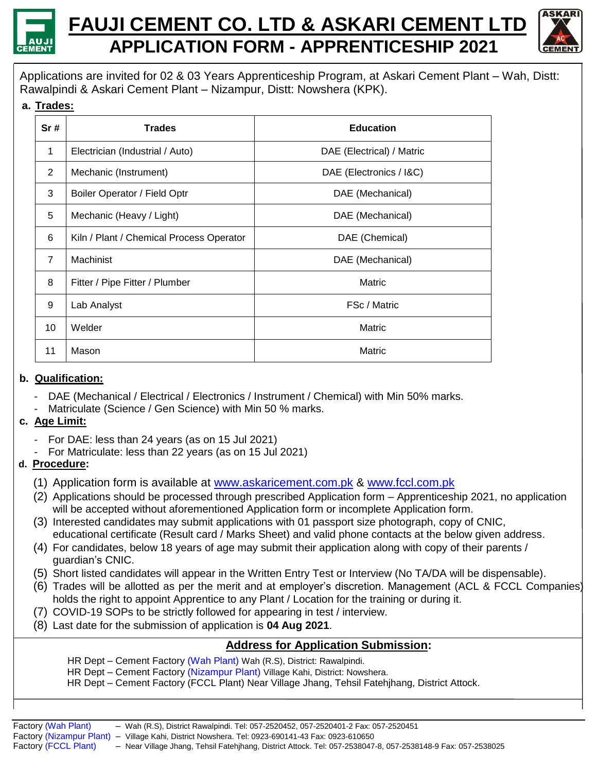# FAUJI CEMENT CO. LTD & ASKARI CEMENT LTD

## APPLICATION FORM - APPRENTICESHIP 2021

Applications are invited for 02 & 03 Years Apprenticeship Program, at Askari Cement Plant – Wah, Distt: Rawalpindi & Askari Cement Plant – Nizampur, Distt: Nowshera (KPK).

**a. Trades:**

| Sr # | Trades | Education |
|---|---|---|
| 1 | Electrician (Industrial / Auto) | DAE (Electrical) / Matric |
| 2 | Mechanic (Instrument) | DAE (Electronics / I&C) |
| 3 | Boiler Operator / Field Optr | DAE (Mechanical) |
| 5 | Mechanic (Heavy / Light) | DAE (Mechanical) |
| 6 | Kiln / Plant / Chemical Process Operator | DAE (Chemical) |
| 7 | Machinist | DAE (Mechanical) |
| 8 | Fitter / Pipe Fitter / Plumber | Matric |
| 9 | Lab Analyst | FSc / Matric |
| 10 | Welder | Matric |
| 11 | Mason | Matric |

**b. Qualification:**

- DAE (Mechanical / Electrical / Electronics / Instrument / Chemical) with Min 50% marks.
- Matriculate (Science / Gen Science) with Min 50 % marks.

**c. Age Limit:**

- For DAE: less than 24 years (as on 15 Jul 2021)
- For Matriculate: less than 22 years (as on 15 Jul 2021)

**d. Procedure:**

(1) Application form is available at www.askaricement.com.pk & www.fccl.com.pk
(2) Applications should be processed through prescribed Application form – Apprenticeship 2021, no application will be accepted without aforementioned Application form or incomplete Application form.
(3) Interested candidates may submit applications with 01 passport size photograph, copy of CNIC, educational certificate (Result card / Marks Sheet) and valid phone contacts at the below given address.
(4) For candidates, below 18 years of age may submit their application along with copy of their parents / guardian's CNIC.
(5) Short listed candidates will appear in the Written Entry Test or Interview (No TA/DA will be dispensable).
(6) Trades will be allotted as per the merit and at employer's discretion. Management (ACL & FCCL Companies) holds the right to appoint Apprentice to any Plant / Location for the training or during it.
(7) COVID-19 SOPs to be strictly followed for appearing in test / interview.
(8) Last date for the submission of application is **04 Aug 2021**.

**Address for Application Submission:**

HR Dept – Cement Factory (Wah Plant) Wah (R.S), District: Rawalpindi.
HR Dept – Cement Factory (Nizampur Plant) Village Kahi, District: Nowshera.
HR Dept – Cement Factory (FCCL Plant) Near Village Jhang, Tehsil Fatehjhang, District Attock.

Factory (Wah Plant) – Wah (R.S), District Rawalpindi. Tel: 057-2520452, 057-2520401-2 Fax: 057-2520451
Factory (Nizampur Plant) – Village Kahi, District Nowshera. Tel: 0923-690141-43 Fax: 0923-610650
Factory (FCCL Plant) – Near Village Jhang, Tehsil Fatehjhang, District Attock. Tel: 057-2538047-8, 057-2538148-9 Fax: 057-2538025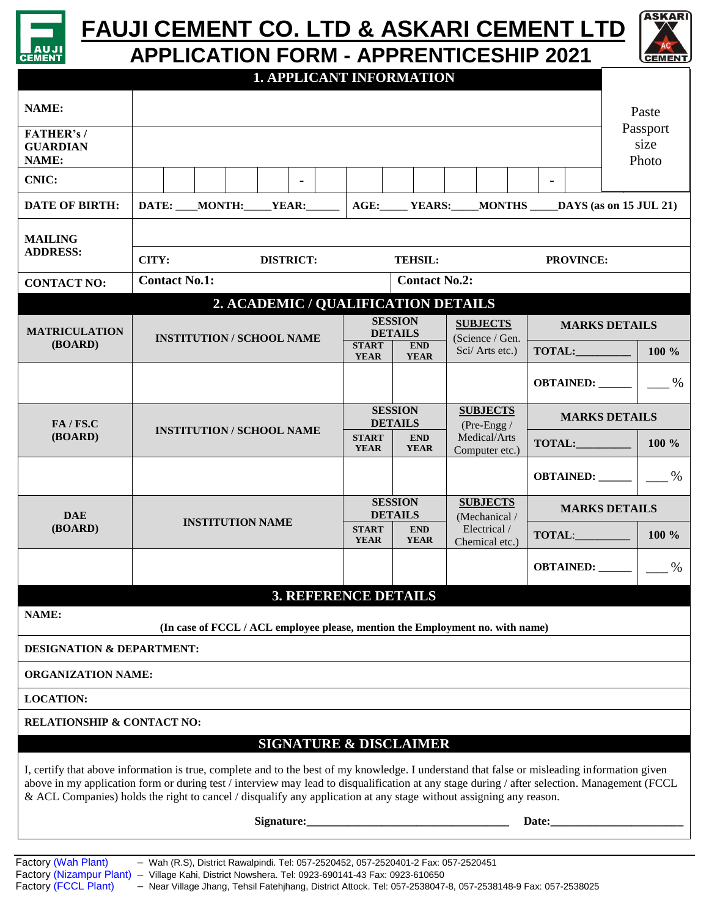# FAUJI CEMENT CO. LTD & ASKARI CEMENT LTD

## APPLICATION FORM - APPRENTICESHIP 2021

### 1. APPLICANT INFORMATION

| | | |
|---|---|---|
| **NAME:** | | Paste Passport size Photo |
| **FATHER's / GUARDIAN NAME:** | | |
| **CNIC:** | _ _ _ _ _ - _ _ _ _ _ _ _ - _ | |
| **DATE OF BIRTH:** | **DATE: \_\_\_MONTH:\_\_\_\_YEAR:\_\_\_\_\_** **AGE:\_\_\_\_ YEARS:\_\_\_\_MONTHS \_\_\_\_DAYS (as on 15 JUL 21)** | |
| **MAILING ADDRESS:** | | |
| | **CITY:** **DISTRICT:** **TEHSIL:** **PROVINCE:** | |
| **CONTACT NO:** | **Contact No.1:** **Contact No.2:** | |

### 2. ACADEMIC / QUALIFICATION DETAILS

| **MATRICULATION (BOARD)** | **INSTITUTION / SCHOOL NAME** | **SESSION DETAILS** | | **SUBJECTS** (Science / Gen. Sci/ Arts etc.) | **MARKS DETAILS** | |
|---|---|---|---|---|---|---|
| | | **START YEAR** | **END YEAR** | | **TOTAL:\_\_\_\_\_\_\_\_\_** | **100 %** |
| | | | | | **OBTAINED: \_\_\_\_\_** | \_\_\_ % |

| **FA / FS.C (BOARD)** | **INSTITUTION / SCHOOL NAME** | **SESSION DETAILS** | | **SUBJECTS** (Pre-Engg / Medical/Arts Computer etc.) | **MARKS DETAILS** | |
|---|---|---|---|---|---|---|
| | | **START YEAR** | **END YEAR** | | **TOTAL:\_\_\_\_\_\_\_\_\_** | **100 %** |
| | | | | | **OBTAINED: \_\_\_\_\_** | \_\_\_ % |

| **DAE (BOARD)** | **INSTITUTION NAME** | **SESSION DETAILS** | | **SUBJECTS** (Mechanical / Electrical / Chemical etc.) | **MARKS DETAILS** | |
|---|---|---|---|---|---|---|
| | | **START YEAR** | **END YEAR** | | **TOTAL:\_\_\_\_\_\_\_\_\_** | **100 %** |
| | | | | | **OBTAINED: \_\_\_\_\_** | \_\_\_ % |

### 3. REFERENCE DETAILS

**NAME:**

**(In case of FCCL / ACL employee please, mention the Employment no. with name)**

**DESIGNATION & DEPARTMENT:**

**ORGANIZATION NAME:**

**LOCATION:**

**RELATIONSHIP & CONTACT NO:**

### SIGNATURE & DISCLAIMER

I, certify that above information is true, complete and to the best of my knowledge. I understand that false or misleading information given above in my application form or during test / interview may lead to disqualification at any stage during / after selection. Management (FCCL & ACL Companies) holds the right to cancel / disqualify any application at any stage without assigning any reason.

**Signature:\_\_\_\_\_\_\_\_\_\_\_\_\_\_\_\_\_\_\_\_\_\_\_\_\_\_\_\_\_\_\_\_\_\_\_** **Date:\_\_\_\_\_\_\_\_\_\_\_\_\_\_\_\_\_\_\_\_\_\_\_**

Factory (Wah Plant) – Wah (R.S), District Rawalpindi. Tel: 057-2520452, 057-2520401-2 Fax: 057-2520451
Factory (Nizampur Plant) – Village Kahi, District Nowshera. Tel: 0923-690141-43 Fax: 0923-610650
Factory (FCCL Plant) – Near Village Jhang, Tehsil Fatehjhang, District Attock. Tel: 057-2538047-8, 057-2538148-9 Fax: 057-2538025